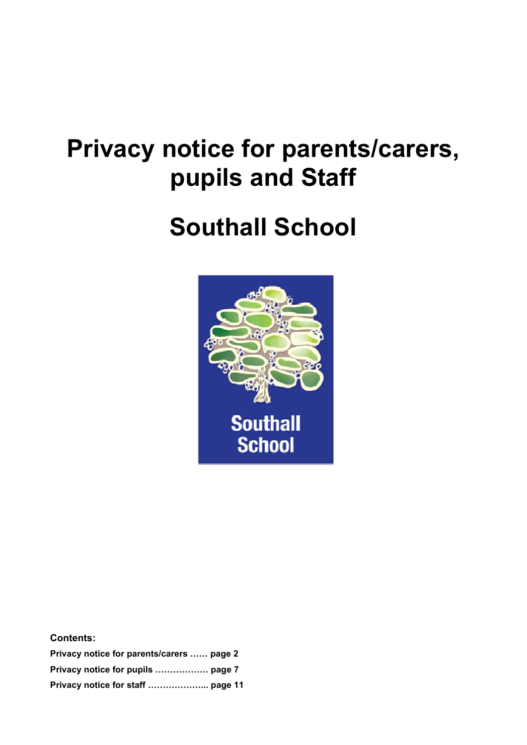# Privacy notice for parents/carers, pupils and Staff

# Southall School

**Contents:**

**Privacy notice for parents/carers …… page 2**

**Privacy notice for pupils ……………… page 7**

**Privacy notice for staff ……………….. page 11**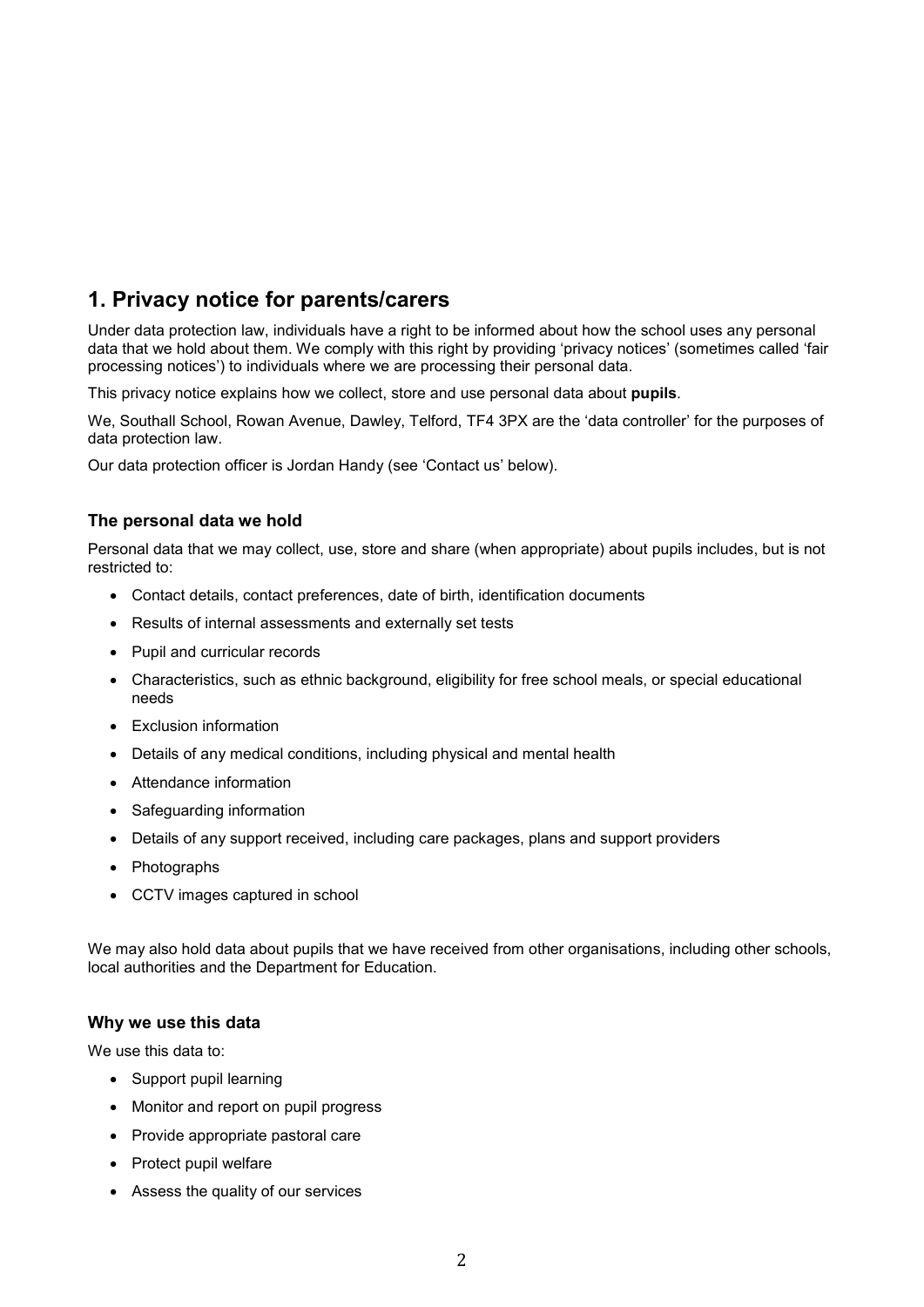## 1. Privacy notice for parents/carers

Under data protection law, individuals have a right to be informed about how the school uses any personal data that we hold about them. We comply with this right by providing 'privacy notices' (sometimes called 'fair processing notices') to individuals where we are processing their personal data.

This privacy notice explains how we collect, store and use personal data about **pupils**.

We, Southall School, Rowan Avenue, Dawley, Telford, TF4 3PX are the 'data controller' for the purposes of data protection law.

Our data protection officer is Jordan Handy (see 'Contact us' below).

### The personal data we hold

Personal data that we may collect, use, store and share (when appropriate) about pupils includes, but is not restricted to:

- Contact details, contact preferences, date of birth, identification documents
- Results of internal assessments and externally set tests
- Pupil and curricular records
- Characteristics, such as ethnic background, eligibility for free school meals, or special educational needs
- Exclusion information
- Details of any medical conditions, including physical and mental health
- Attendance information
- Safeguarding information
- Details of any support received, including care packages, plans and support providers
- Photographs
- CCTV images captured in school

We may also hold data about pupils that we have received from other organisations, including other schools, local authorities and the Department for Education.

### Why we use this data

We use this data to:

- Support pupil learning
- Monitor and report on pupil progress
- Provide appropriate pastoral care
- Protect pupil welfare
- Assess the quality of our services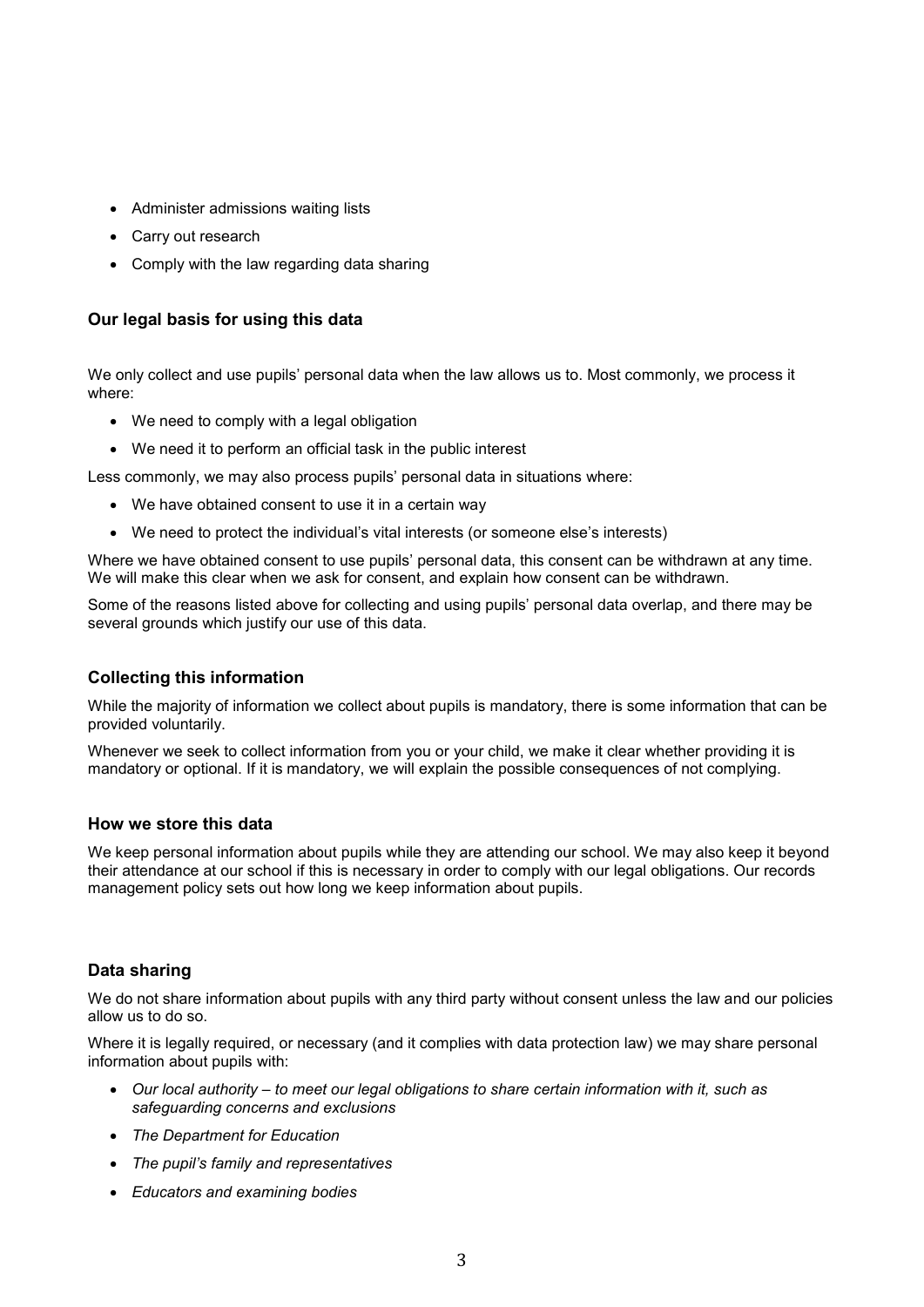- Administer admissions waiting lists
- Carry out research
- Comply with the law regarding data sharing

### Our legal basis for using this data

We only collect and use pupils' personal data when the law allows us to. Most commonly, we process it where:

- We need to comply with a legal obligation
- We need it to perform an official task in the public interest

Less commonly, we may also process pupils' personal data in situations where:

- We have obtained consent to use it in a certain way
- We need to protect the individual's vital interests (or someone else's interests)

Where we have obtained consent to use pupils' personal data, this consent can be withdrawn at any time. We will make this clear when we ask for consent, and explain how consent can be withdrawn.

Some of the reasons listed above for collecting and using pupils' personal data overlap, and there may be several grounds which justify our use of this data.

### Collecting this information

While the majority of information we collect about pupils is mandatory, there is some information that can be provided voluntarily.

Whenever we seek to collect information from you or your child, we make it clear whether providing it is mandatory or optional. If it is mandatory, we will explain the possible consequences of not complying.

### How we store this data

We keep personal information about pupils while they are attending our school. We may also keep it beyond their attendance at our school if this is necessary in order to comply with our legal obligations. Our records management policy sets out how long we keep information about pupils.

### Data sharing

We do not share information about pupils with any third party without consent unless the law and our policies allow us to do so.

Where it is legally required, or necessary (and it complies with data protection law) we may share personal information about pupils with:

- *Our local authority – to meet our legal obligations to share certain information with it, such as safeguarding concerns and exclusions*
- *The Department for Education*
- *The pupil's family and representatives*
- *Educators and examining bodies*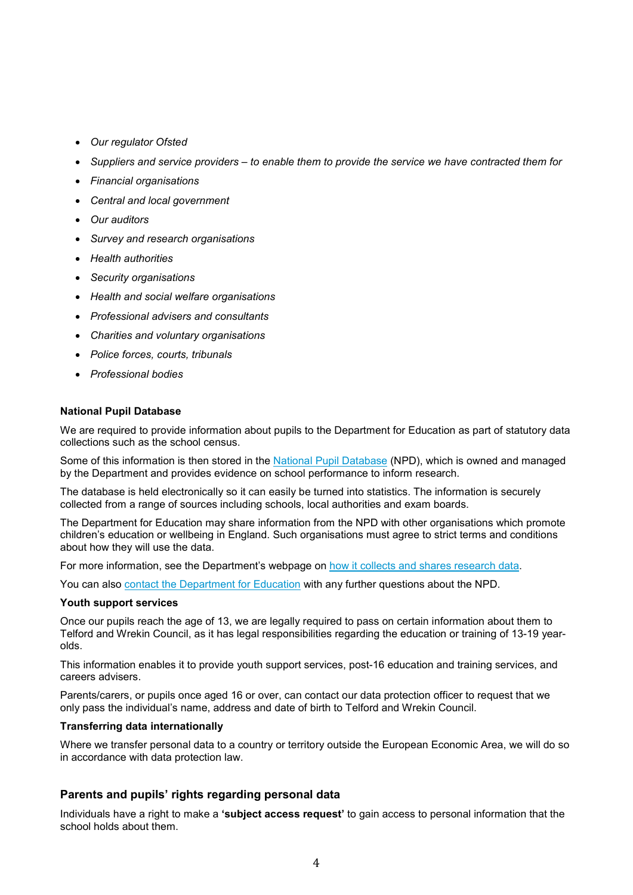- *Our regulator Ofsted*
- *Suppliers and service providers – to enable them to provide the service we have contracted them for*
- *Financial organisations*
- *Central and local government*
- *Our auditors*
- *Survey and research organisations*
- *Health authorities*
- *Security organisations*
- *Health and social welfare organisations*
- *Professional advisers and consultants*
- *Charities and voluntary organisations*
- *Police forces, courts, tribunals*
- *Professional bodies*

**National Pupil Database**

We are required to provide information about pupils to the Department for Education as part of statutory data collections such as the school census.

Some of this information is then stored in the [National Pupil Database](https://www.gov.uk/government/publications/national-pupil-database-user-guide-and-supporting-information) (NPD), which is owned and managed by the Department and provides evidence on school performance to inform research.

The database is held electronically so it can easily be turned into statistics. The information is securely collected from a range of sources including schools, local authorities and exam boards.

The Department for Education may share information from the NPD with other organisations which promote children's education or wellbeing in England. Such organisations must agree to strict terms and conditions about how they will use the data.

For more information, see the Department's webpage on how it collects and shares research data.

You can also contact the Department for Education with any further questions about the NPD.

**Youth support services**

Once our pupils reach the age of 13, we are legally required to pass on certain information about them to Telford and Wrekin Council, as it has legal responsibilities regarding the education or training of 13-19 year-olds.

This information enables it to provide youth support services, post-16 education and training services, and careers advisers.

Parents/carers, or pupils once aged 16 or over, can contact our data protection officer to request that we only pass the individual's name, address and date of birth to Telford and Wrekin Council.

**Transferring data internationally**

Where we transfer personal data to a country or territory outside the European Economic Area, we will do so in accordance with data protection law.

## Parents and pupils' rights regarding personal data

Individuals have a right to make a **'subject access request'** to gain access to personal information that the school holds about them.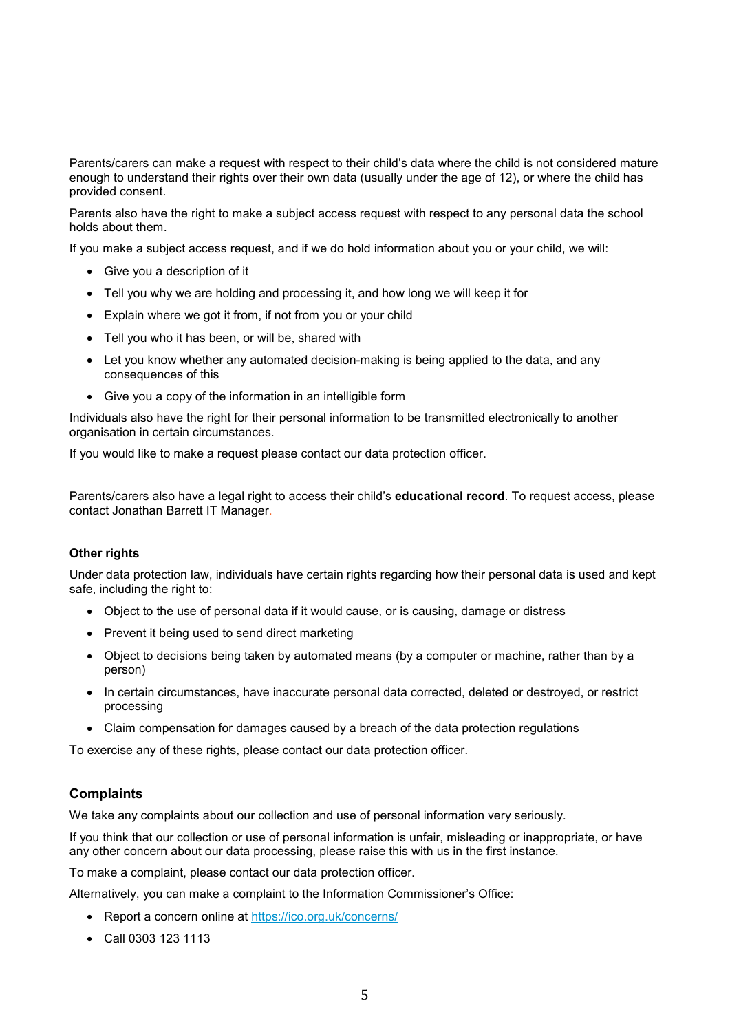Parents/carers can make a request with respect to their child's data where the child is not considered mature enough to understand their rights over their own data (usually under the age of 12), or where the child has provided consent.

Parents also have the right to make a subject access request with respect to any personal data the school holds about them.

If you make a subject access request, and if we do hold information about you or your child, we will:

- Give you a description of it
- Tell you why we are holding and processing it, and how long we will keep it for
- Explain where we got it from, if not from you or your child
- Tell you who it has been, or will be, shared with
- Let you know whether any automated decision-making is being applied to the data, and any consequences of this
- Give you a copy of the information in an intelligible form

Individuals also have the right for their personal information to be transmitted electronically to another organisation in certain circumstances.

If you would like to make a request please contact our data protection officer.

Parents/carers also have a legal right to access their child's **educational record**. To request access, please contact Jonathan Barrett IT Manager.

**Other rights**

Under data protection law, individuals have certain rights regarding how their personal data is used and kept safe, including the right to:

- Object to the use of personal data if it would cause, or is causing, damage or distress
- Prevent it being used to send direct marketing
- Object to decisions being taken by automated means (by a computer or machine, rather than by a person)
- In certain circumstances, have inaccurate personal data corrected, deleted or destroyed, or restrict processing
- Claim compensation for damages caused by a breach of the data protection regulations

To exercise any of these rights, please contact our data protection officer.

## Complaints

We take any complaints about our collection and use of personal information very seriously.

If you think that our collection or use of personal information is unfair, misleading or inappropriate, or have any other concern about our data processing, please raise this with us in the first instance.

To make a complaint, please contact our data protection officer.

Alternatively, you can make a complaint to the Information Commissioner's Office:

- Report a concern online at [https://ico.org.uk/concerns/](https://ico.org.uk/concerns/)
- Call 0303 123 1113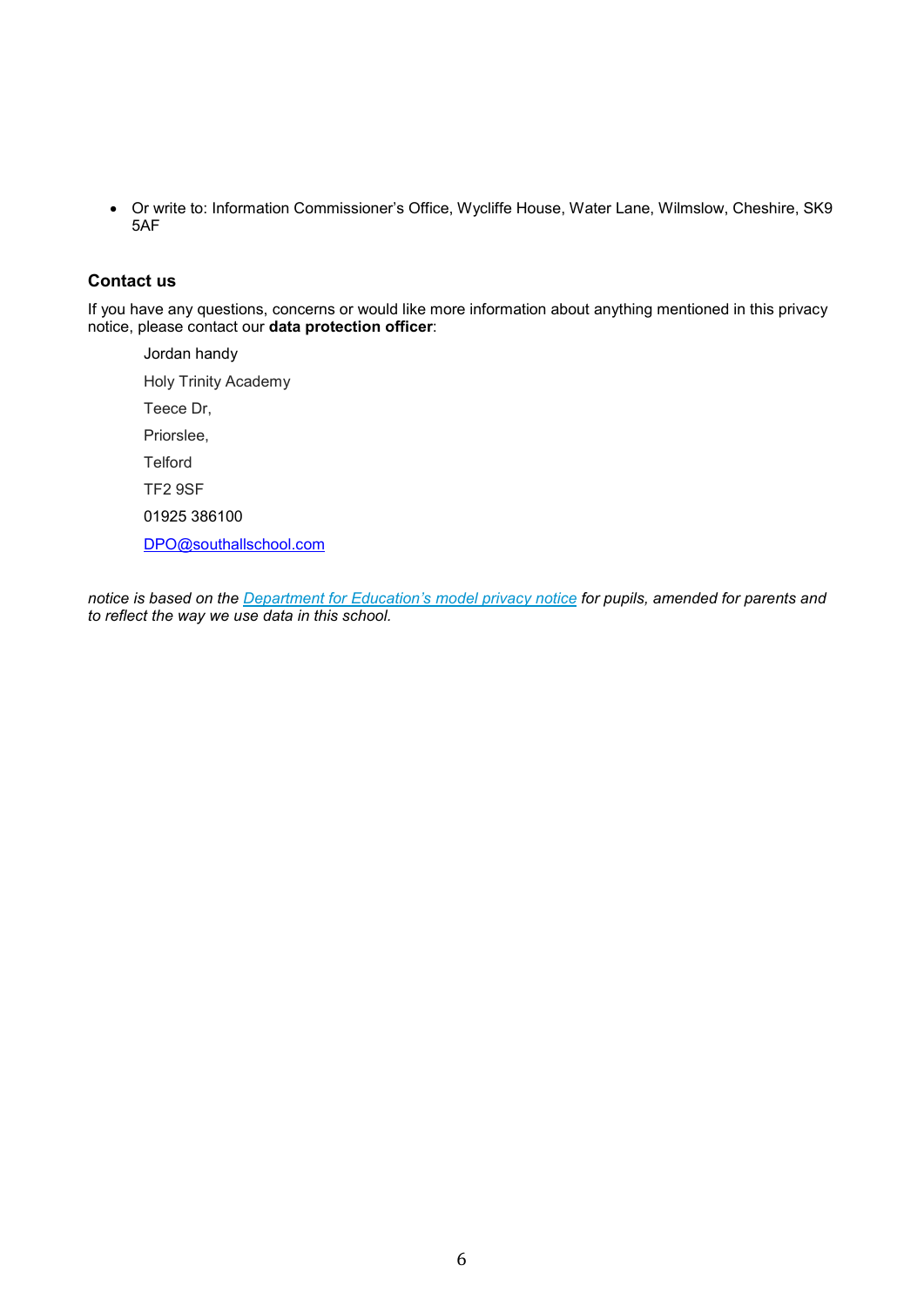- Or write to: Information Commissioner's Office, Wycliffe House, Water Lane, Wilmslow, Cheshire, SK9 5AF

### Contact us

If you have any questions, concerns or would like more information about anything mentioned in this privacy notice, please contact our **data protection officer**:

Jordan handy

Holy Trinity Academy

Teece Dr,

Priorslee,

Telford

TF2 9SF

01925 386100

DPO@southallschool.com

*notice is based on the Department for Education's model privacy notice for pupils, amended for parents and to reflect the way we use data in this school.*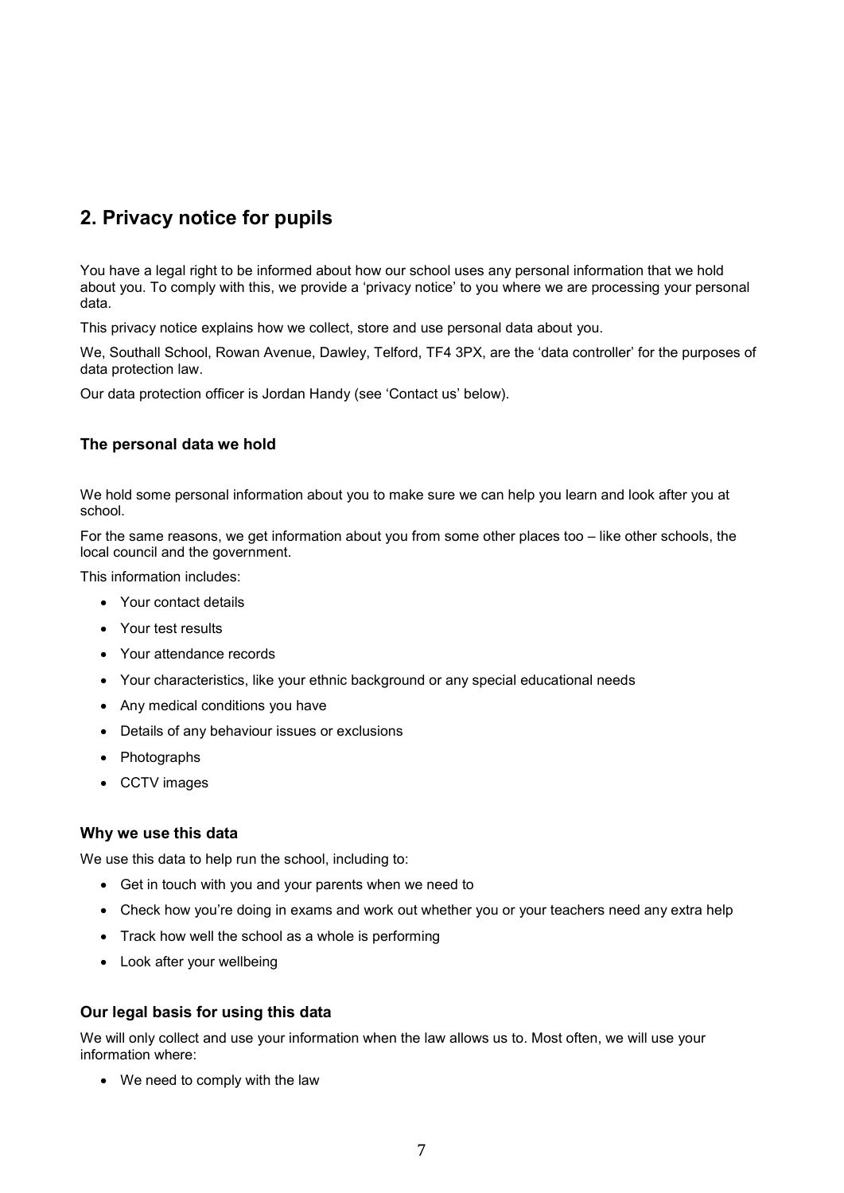## 2. Privacy notice for pupils

You have a legal right to be informed about how our school uses any personal information that we hold about you. To comply with this, we provide a 'privacy notice' to you where we are processing your personal data.

This privacy notice explains how we collect, store and use personal data about you.

We, Southall School, Rowan Avenue, Dawley, Telford, TF4 3PX, are the 'data controller' for the purposes of data protection law.

Our data protection officer is Jordan Handy (see 'Contact us' below).

### The personal data we hold

We hold some personal information about you to make sure we can help you learn and look after you at school.

For the same reasons, we get information about you from some other places too – like other schools, the local council and the government.

This information includes:

- Your contact details
- Your test results
- Your attendance records
- Your characteristics, like your ethnic background or any special educational needs
- Any medical conditions you have
- Details of any behaviour issues or exclusions
- Photographs
- CCTV images

### Why we use this data

We use this data to help run the school, including to:

- Get in touch with you and your parents when we need to
- Check how you're doing in exams and work out whether you or your teachers need any extra help
- Track how well the school as a whole is performing
- Look after your wellbeing

### Our legal basis for using this data

We will only collect and use your information when the law allows us to. Most often, we will use your information where:

- We need to comply with the law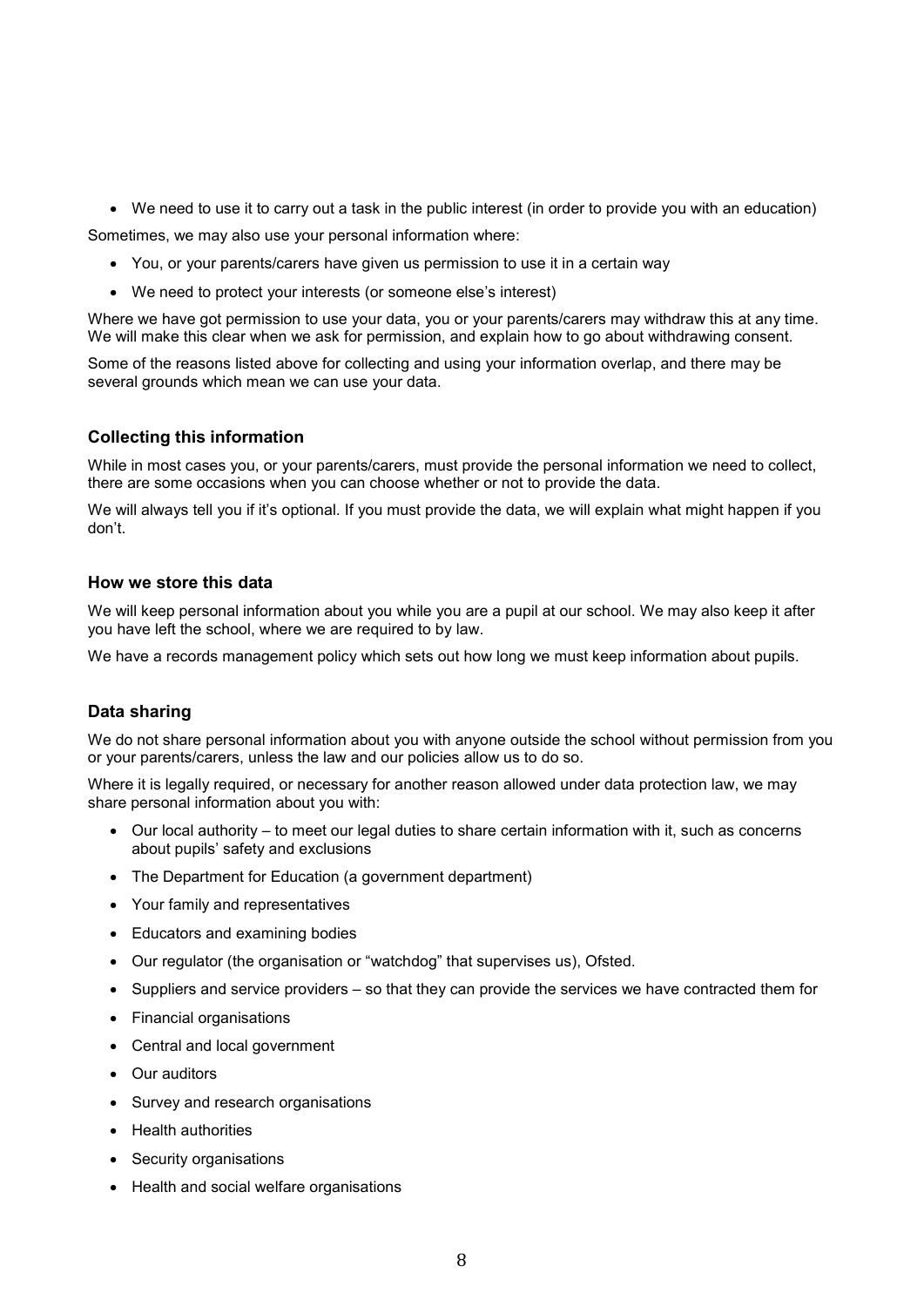- We need to use it to carry out a task in the public interest (in order to provide you with an education)

Sometimes, we may also use your personal information where:

- You, or your parents/carers have given us permission to use it in a certain way
- We need to protect your interests (or someone else's interest)

Where we have got permission to use your data, you or your parents/carers may withdraw this at any time. We will make this clear when we ask for permission, and explain how to go about withdrawing consent.

Some of the reasons listed above for collecting and using your information overlap, and there may be several grounds which mean we can use your data.

### Collecting this information

While in most cases you, or your parents/carers, must provide the personal information we need to collect, there are some occasions when you can choose whether or not to provide the data.

We will always tell you if it's optional. If you must provide the data, we will explain what might happen if you don't.

### How we store this data

We will keep personal information about you while you are a pupil at our school. We may also keep it after you have left the school, where we are required to by law.

We have a records management policy which sets out how long we must keep information about pupils.

### Data sharing

We do not share personal information about you with anyone outside the school without permission from you or your parents/carers, unless the law and our policies allow us to do so.

Where it is legally required, or necessary for another reason allowed under data protection law, we may share personal information about you with:

- Our local authority – to meet our legal duties to share certain information with it, such as concerns about pupils' safety and exclusions
- The Department for Education (a government department)
- Your family and representatives
- Educators and examining bodies
- Our regulator (the organisation or "watchdog" that supervises us), Ofsted.
- Suppliers and service providers – so that they can provide the services we have contracted them for
- Financial organisations
- Central and local government
- Our auditors
- Survey and research organisations
- Health authorities
- Security organisations
- Health and social welfare organisations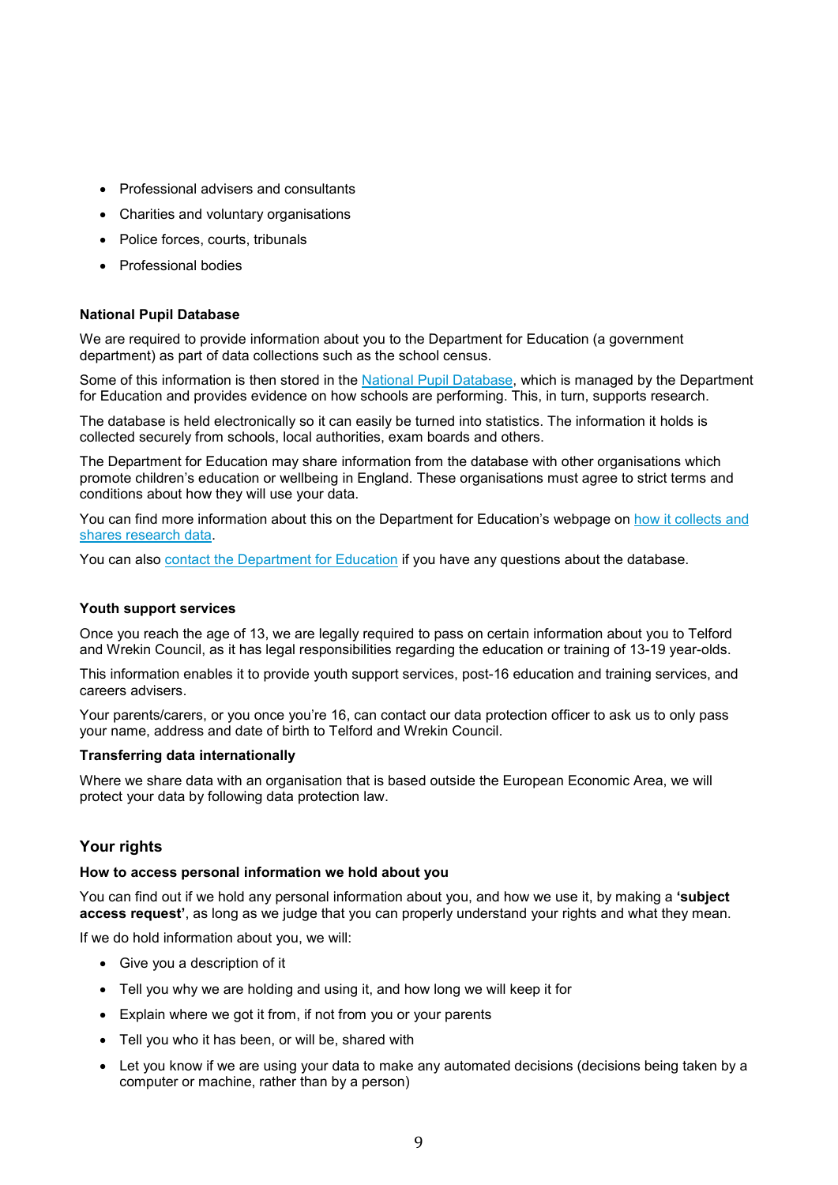- Professional advisers and consultants
- Charities and voluntary organisations
- Police forces, courts, tribunals
- Professional bodies

### National Pupil Database

We are required to provide information about you to the Department for Education (a government department) as part of data collections such as the school census.

Some of this information is then stored in the [National Pupil Database](), which is managed by the Department for Education and provides evidence on how schools are performing. This, in turn, supports research.

The database is held electronically so it can easily be turned into statistics. The information it holds is collected securely from schools, local authorities, exam boards and others.

The Department for Education may share information from the database with other organisations which promote children's education or wellbeing in England. These organisations must agree to strict terms and conditions about how they will use your data.

You can find more information about this on the Department for Education's webpage on [how it collects and shares research data]().

You can also [contact the Department for Education]() if you have any questions about the database.

### Youth support services

Once you reach the age of 13, we are legally required to pass on certain information about you to Telford and Wrekin Council, as it has legal responsibilities regarding the education or training of 13-19 year-olds.

This information enables it to provide youth support services, post-16 education and training services, and careers advisers.

Your parents/carers, or you once you're 16, can contact our data protection officer to ask us to only pass your name, address and date of birth to Telford and Wrekin Council.

### Transferring data internationally

Where we share data with an organisation that is based outside the European Economic Area, we will protect your data by following data protection law.

## Your rights

### How to access personal information we hold about you

You can find out if we hold any personal information about you, and how we use it, by making a **'subject access request'**, as long as we judge that you can properly understand your rights and what they mean.

If we do hold information about you, we will:

- Give you a description of it
- Tell you why we are holding and using it, and how long we will keep it for
- Explain where we got it from, if not from you or your parents
- Tell you who it has been, or will be, shared with
- Let you know if we are using your data to make any automated decisions (decisions being taken by a computer or machine, rather than by a person)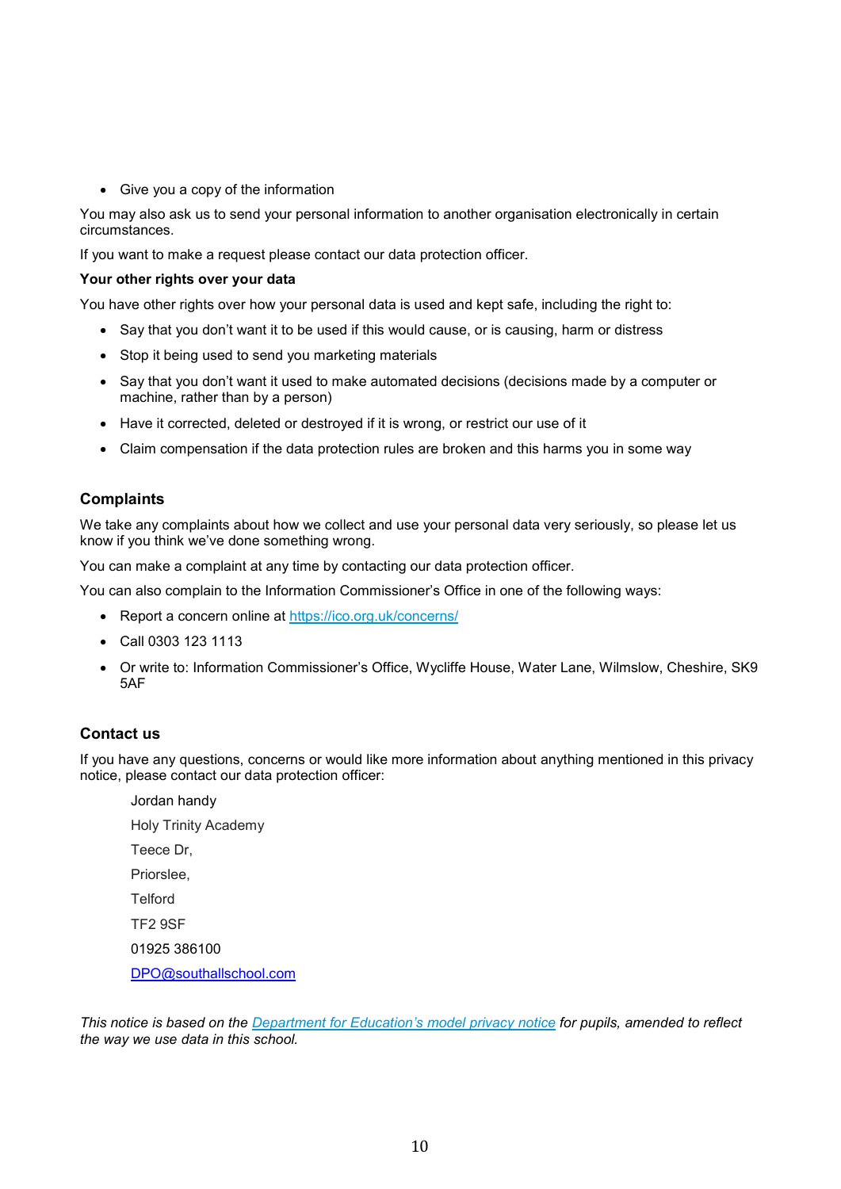- Give you a copy of the information

You may also ask us to send your personal information to another organisation electronically in certain circumstances.

If you want to make a request please contact our data protection officer.

**Your other rights over your data**

You have other rights over how your personal data is used and kept safe, including the right to:

- Say that you don't want it to be used if this would cause, or is causing, harm or distress
- Stop it being used to send you marketing materials
- Say that you don't want it used to make automated decisions (decisions made by a computer or machine, rather than by a person)
- Have it corrected, deleted or destroyed if it is wrong, or restrict our use of it
- Claim compensation if the data protection rules are broken and this harms you in some way

## Complaints

We take any complaints about how we collect and use your personal data very seriously, so please let us know if you think we've done something wrong.

You can make a complaint at any time by contacting our data protection officer.

You can also complain to the Information Commissioner's Office in one of the following ways:

- Report a concern online at [https://ico.org.uk/concerns/](https://ico.org.uk/concerns/)
- Call 0303 123 1113
- Or write to: Information Commissioner's Office, Wycliffe House, Water Lane, Wilmslow, Cheshire, SK9 5AF

## Contact us

If you have any questions, concerns or would like more information about anything mentioned in this privacy notice, please contact our data protection officer:

Jordan handy
Holy Trinity Academy
Teece Dr,
Priorslee,
Telford
TF2 9SF
01925 386100
[DPO@southallschool.com](mailto:DPO@southallschool.com)

*This notice is based on the [Department for Education's model privacy notice](#) for pupils, amended to reflect the way we use data in this school.*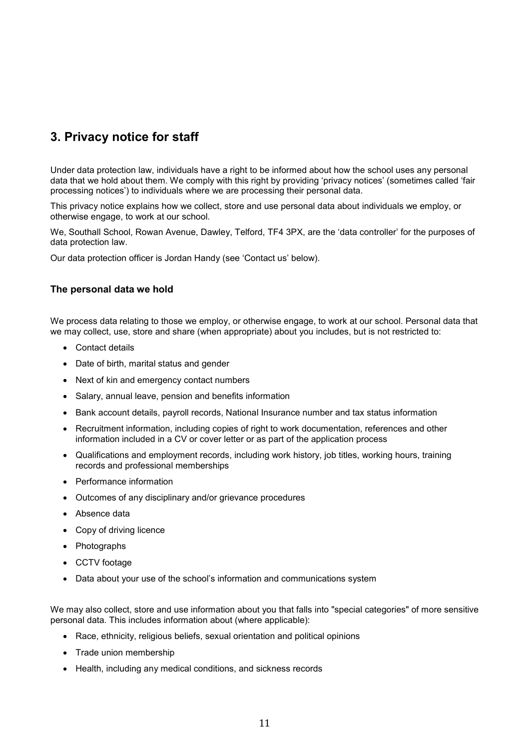## 3. Privacy notice for staff

Under data protection law, individuals have a right to be informed about how the school uses any personal data that we hold about them. We comply with this right by providing 'privacy notices' (sometimes called 'fair processing notices') to individuals where we are processing their personal data.

This privacy notice explains how we collect, store and use personal data about individuals we employ, or otherwise engage, to work at our school.

We, Southall School, Rowan Avenue, Dawley, Telford, TF4 3PX, are the 'data controller' for the purposes of data protection law.

Our data protection officer is Jordan Handy (see 'Contact us' below).

### The personal data we hold

We process data relating to those we employ, or otherwise engage, to work at our school. Personal data that we may collect, use, store and share (when appropriate) about you includes, but is not restricted to:

- Contact details
- Date of birth, marital status and gender
- Next of kin and emergency contact numbers
- Salary, annual leave, pension and benefits information
- Bank account details, payroll records, National Insurance number and tax status information
- Recruitment information, including copies of right to work documentation, references and other information included in a CV or cover letter or as part of the application process
- Qualifications and employment records, including work history, job titles, working hours, training records and professional memberships
- Performance information
- Outcomes of any disciplinary and/or grievance procedures
- Absence data
- Copy of driving licence
- Photographs
- CCTV footage
- Data about your use of the school's information and communications system

We may also collect, store and use information about you that falls into "special categories" of more sensitive personal data. This includes information about (where applicable):

- Race, ethnicity, religious beliefs, sexual orientation and political opinions
- Trade union membership
- Health, including any medical conditions, and sickness records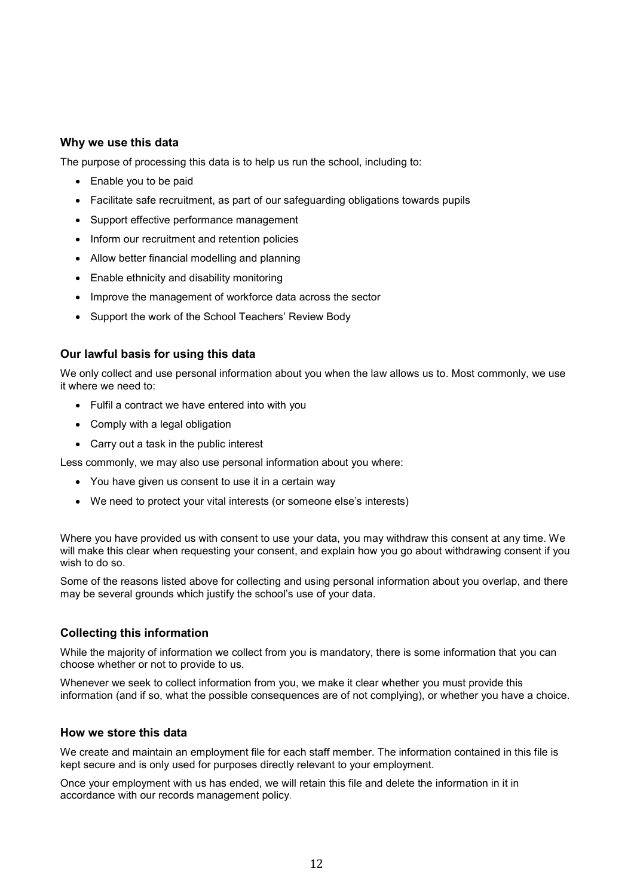### Why we use this data

The purpose of processing this data is to help us run the school, including to:

- Enable you to be paid
- Facilitate safe recruitment, as part of our safeguarding obligations towards pupils
- Support effective performance management
- Inform our recruitment and retention policies
- Allow better financial modelling and planning
- Enable ethnicity and disability monitoring
- Improve the management of workforce data across the sector
- Support the work of the School Teachers' Review Body

### Our lawful basis for using this data

We only collect and use personal information about you when the law allows us to. Most commonly, we use it where we need to:

- Fulfil a contract we have entered into with you
- Comply with a legal obligation
- Carry out a task in the public interest

Less commonly, we may also use personal information about you where:

- You have given us consent to use it in a certain way
- We need to protect your vital interests (or someone else's interests)

Where you have provided us with consent to use your data, you may withdraw this consent at any time. We will make this clear when requesting your consent, and explain how you go about withdrawing consent if you wish to do so.

Some of the reasons listed above for collecting and using personal information about you overlap, and there may be several grounds which justify the school's use of your data.

### Collecting this information

While the majority of information we collect from you is mandatory, there is some information that you can choose whether or not to provide to us.

Whenever we seek to collect information from you, we make it clear whether you must provide this information (and if so, what the possible consequences are of not complying), or whether you have a choice.

### How we store this data

We create and maintain an employment file for each staff member. The information contained in this file is kept secure and is only used for purposes directly relevant to your employment.

Once your employment with us has ended, we will retain this file and delete the information in it in accordance with our records management policy.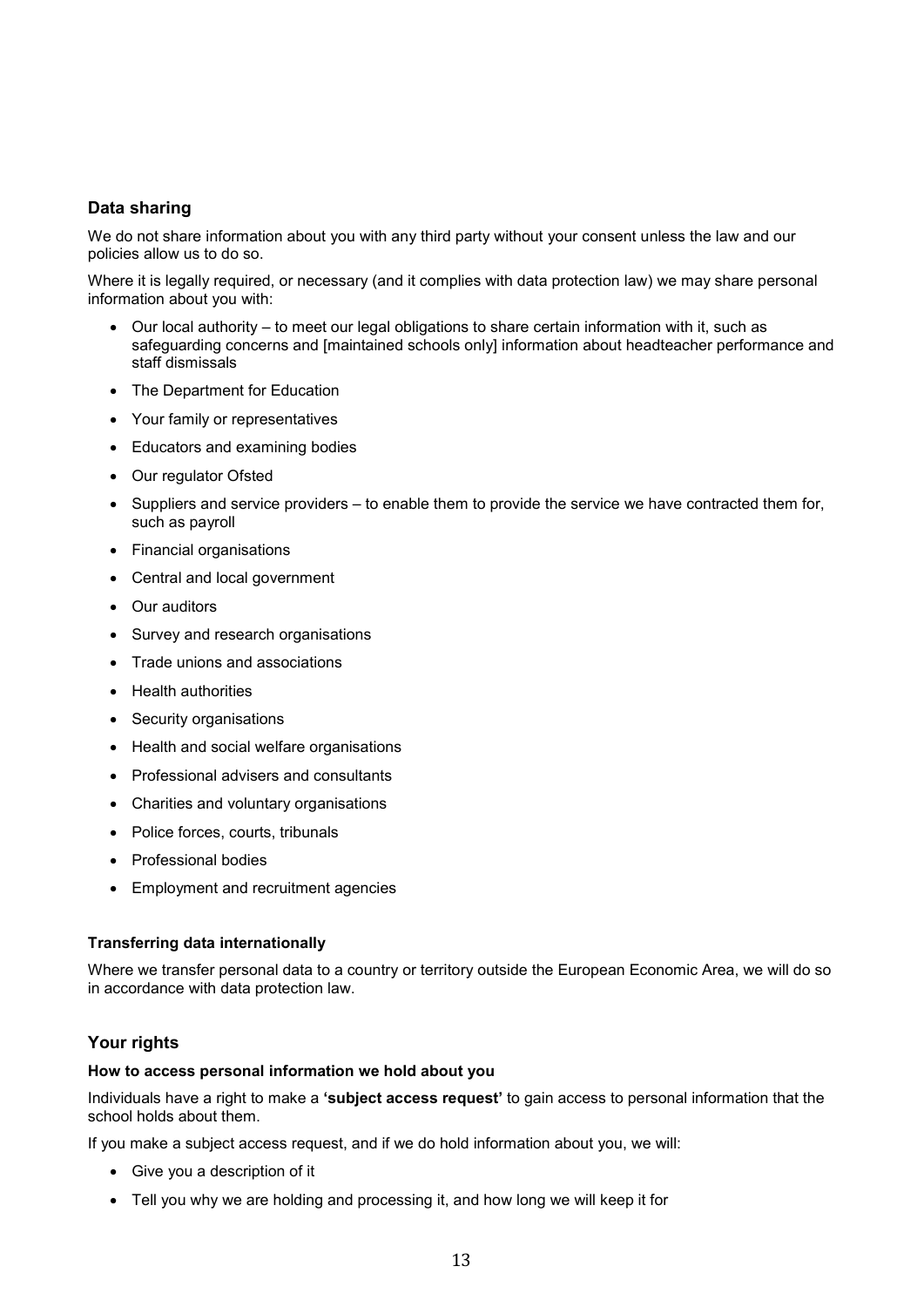## Data sharing

We do not share information about you with any third party without your consent unless the law and our policies allow us to do so.

Where it is legally required, or necessary (and it complies with data protection law) we may share personal information about you with:

- Our local authority – to meet our legal obligations to share certain information with it, such as safeguarding concerns and [maintained schools only] information about headteacher performance and staff dismissals
- The Department for Education
- Your family or representatives
- Educators and examining bodies
- Our regulator Ofsted
- Suppliers and service providers – to enable them to provide the service we have contracted them for, such as payroll
- Financial organisations
- Central and local government
- Our auditors
- Survey and research organisations
- Trade unions and associations
- Health authorities
- Security organisations
- Health and social welfare organisations
- Professional advisers and consultants
- Charities and voluntary organisations
- Police forces, courts, tribunals
- Professional bodies
- Employment and recruitment agencies

### Transferring data internationally

Where we transfer personal data to a country or territory outside the European Economic Area, we will do so in accordance with data protection law.

## Your rights

### How to access personal information we hold about you

Individuals have a right to make a **'subject access request'** to gain access to personal information that the school holds about them.

If you make a subject access request, and if we do hold information about you, we will:

- Give you a description of it
- Tell you why we are holding and processing it, and how long we will keep it for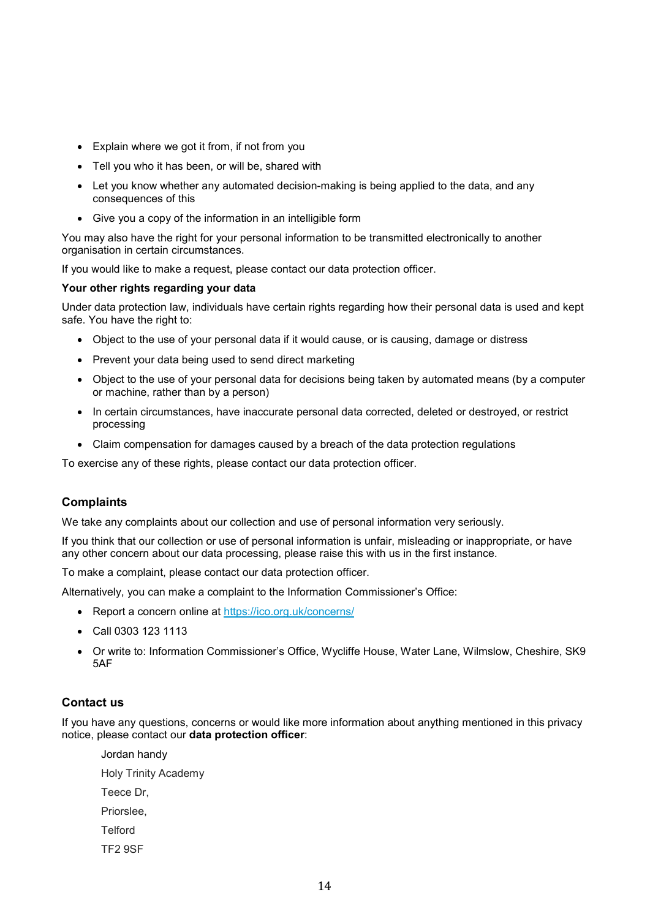- Explain where we got it from, if not from you
- Tell you who it has been, or will be, shared with
- Let you know whether any automated decision-making is being applied to the data, and any consequences of this
- Give you a copy of the information in an intelligible form

You may also have the right for your personal information to be transmitted electronically to another organisation in certain circumstances.

If you would like to make a request, please contact our data protection officer.

**Your other rights regarding your data**

Under data protection law, individuals have certain rights regarding how their personal data is used and kept safe. You have the right to:

- Object to the use of your personal data if it would cause, or is causing, damage or distress
- Prevent your data being used to send direct marketing
- Object to the use of your personal data for decisions being taken by automated means (by a computer or machine, rather than by a person)
- In certain circumstances, have inaccurate personal data corrected, deleted or destroyed, or restrict processing
- Claim compensation for damages caused by a breach of the data protection regulations

To exercise any of these rights, please contact our data protection officer.

## Complaints

We take any complaints about our collection and use of personal information very seriously.

If you think that our collection or use of personal information is unfair, misleading or inappropriate, or have any other concern about our data processing, please raise this with us in the first instance.

To make a complaint, please contact our data protection officer.

Alternatively, you can make a complaint to the Information Commissioner's Office:

- Report a concern online at [https://ico.org.uk/concerns/](https://ico.org.uk/concerns/)
- Call 0303 123 1113
- Or write to: Information Commissioner's Office, Wycliffe House, Water Lane, Wilmslow, Cheshire, SK9 5AF

## Contact us

If you have any questions, concerns or would like more information about anything mentioned in this privacy notice, please contact our **data protection officer**:

Jordan handy
Holy Trinity Academy
Teece Dr,
Priorslee,
Telford
TF2 9SF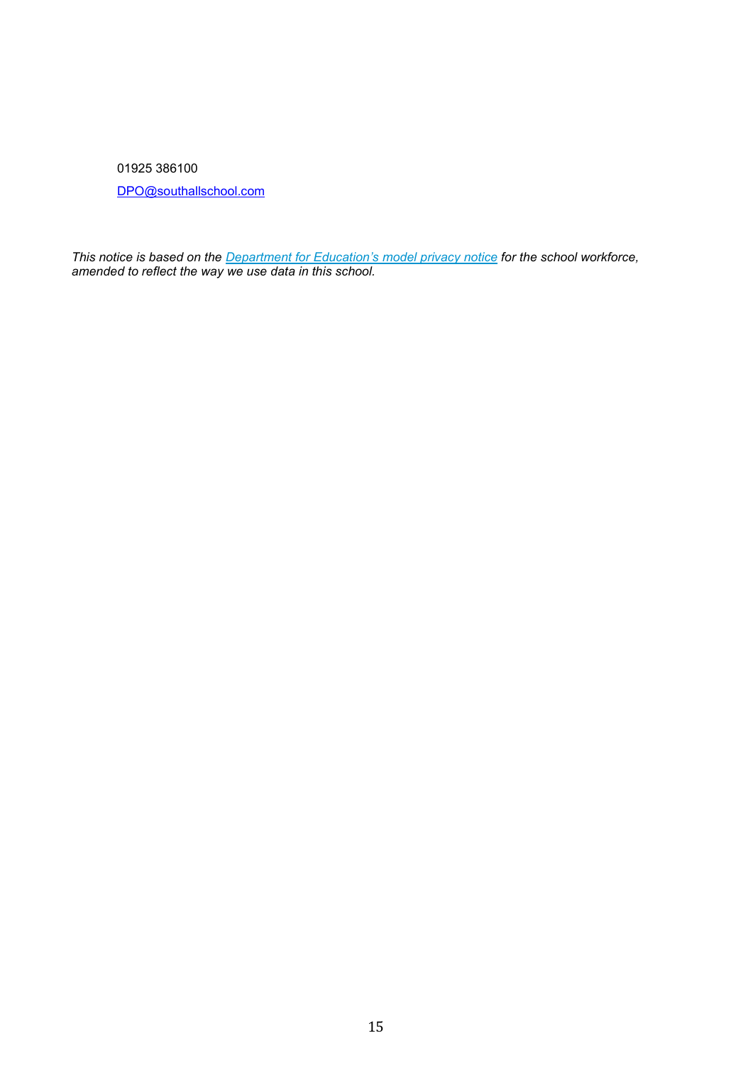01925 386100

DPO@southallschool.com

*This notice is based on the Department for Education's model privacy notice for the school workforce, amended to reflect the way we use data in this school.*